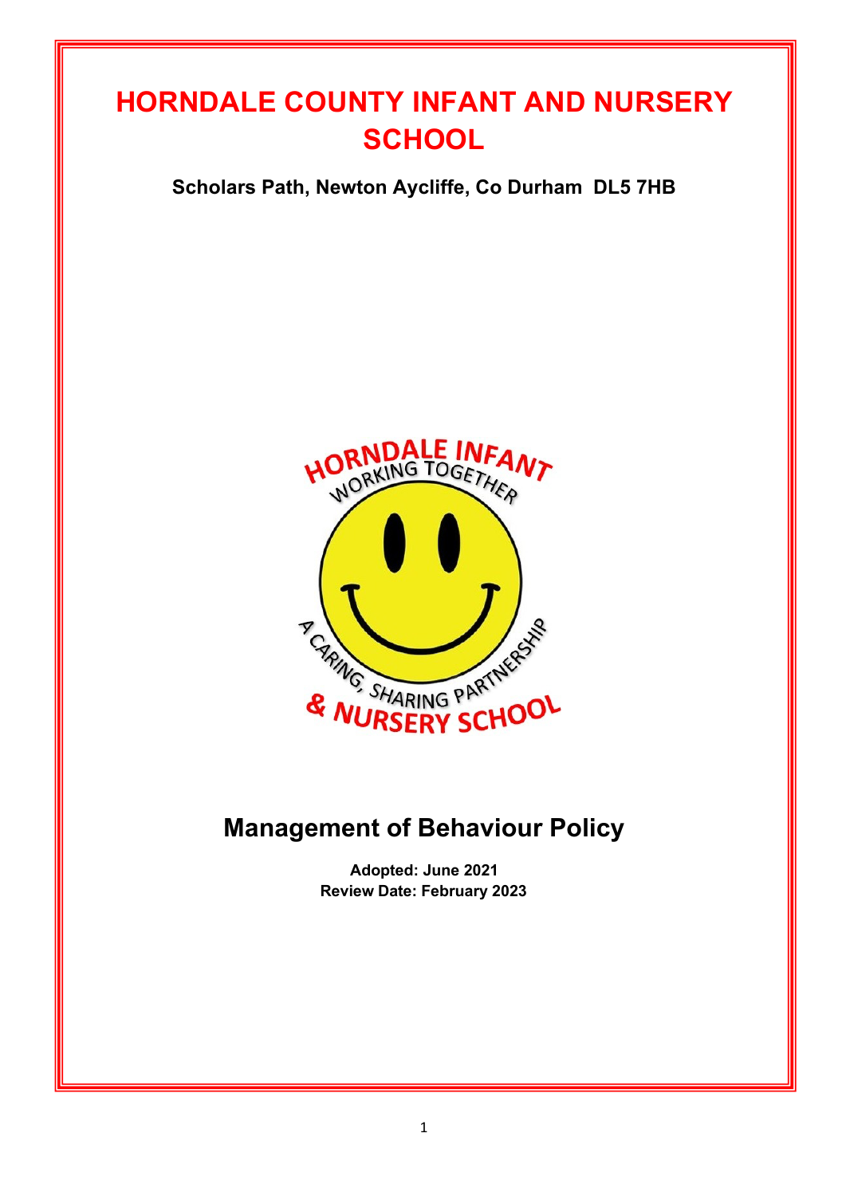# HORNDALE COUNTY INFANT AND NURSERY SCHOOL

**Scholars Path, Newton Aycliffe, Co Durham DL5 7HB**

HORNDALE INFANT

WORKING TOGETHER

A CARING, SHARING PARTNERSHIP

& NURSERY SCHOOL

## Management of Behaviour Policy

**Adopted: June 2021**
**Review Date: February 2023**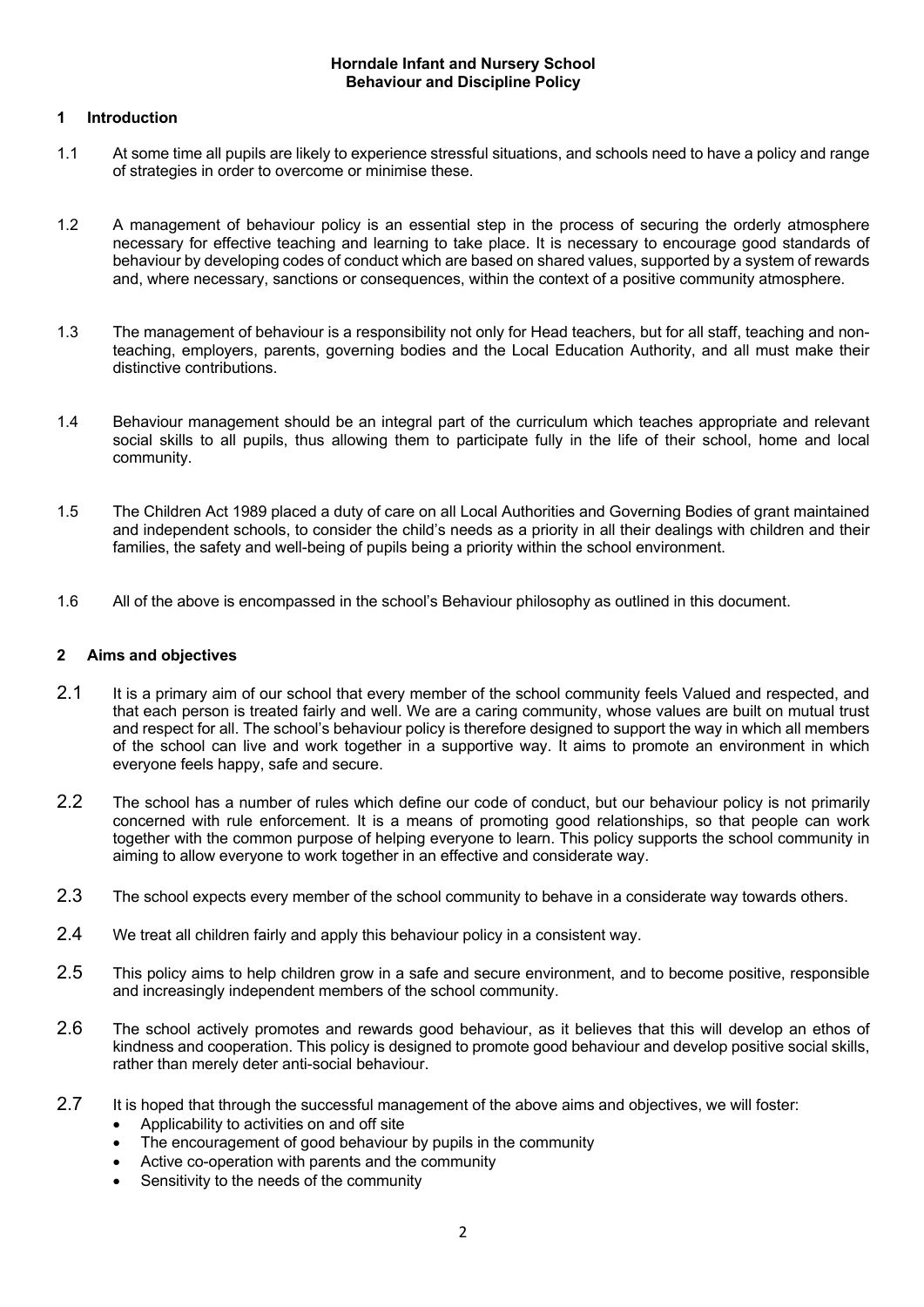**Horndale Infant and Nursery School**
**Behaviour and Discipline Policy**

## 1 Introduction

1.1 At some time all pupils are likely to experience stressful situations, and schools need to have a policy and range of strategies in order to overcome or minimise these.

1.2 A management of behaviour policy is an essential step in the process of securing the orderly atmosphere necessary for effective teaching and learning to take place. It is necessary to encourage good standards of behaviour by developing codes of conduct which are based on shared values, supported by a system of rewards and, where necessary, sanctions or consequences, within the context of a positive community atmosphere.

1.3 The management of behaviour is a responsibility not only for Head teachers, but for all staff, teaching and non-teaching, employers, parents, governing bodies and the Local Education Authority, and all must make their distinctive contributions.

1.4 Behaviour management should be an integral part of the curriculum which teaches appropriate and relevant social skills to all pupils, thus allowing them to participate fully in the life of their school, home and local community.

1.5 The Children Act 1989 placed a duty of care on all Local Authorities and Governing Bodies of grant maintained and independent schools, to consider the child's needs as a priority in all their dealings with children and their families, the safety and well-being of pupils being a priority within the school environment.

1.6 All of the above is encompassed in the school's Behaviour philosophy as outlined in this document.

## 2 Aims and objectives

2.1 It is a primary aim of our school that every member of the school community feels Valued and respected, and that each person is treated fairly and well. We are a caring community, whose values are built on mutual trust and respect for all. The school's behaviour policy is therefore designed to support the way in which all members of the school can live and work together in a supportive way. It aims to promote an environment in which everyone feels happy, safe and secure.

2.2 The school has a number of rules which define our code of conduct, but our behaviour policy is not primarily concerned with rule enforcement. It is a means of promoting good relationships, so that people can work together with the common purpose of helping everyone to learn. This policy supports the school community in aiming to allow everyone to work together in an effective and considerate way.

2.3 The school expects every member of the school community to behave in a considerate way towards others.

2.4 We treat all children fairly and apply this behaviour policy in a consistent way.

2.5 This policy aims to help children grow in a safe and secure environment, and to become positive, responsible and increasingly independent members of the school community.

2.6 The school actively promotes and rewards good behaviour, as it believes that this will develop an ethos of kindness and cooperation. This policy is designed to promote good behaviour and develop positive social skills, rather than merely deter anti-social behaviour.

2.7 It is hoped that through the successful management of the above aims and objectives, we will foster:

- Applicability to activities on and off site
- The encouragement of good behaviour by pupils in the community
- Active co-operation with parents and the community
- Sensitivity to the needs of the community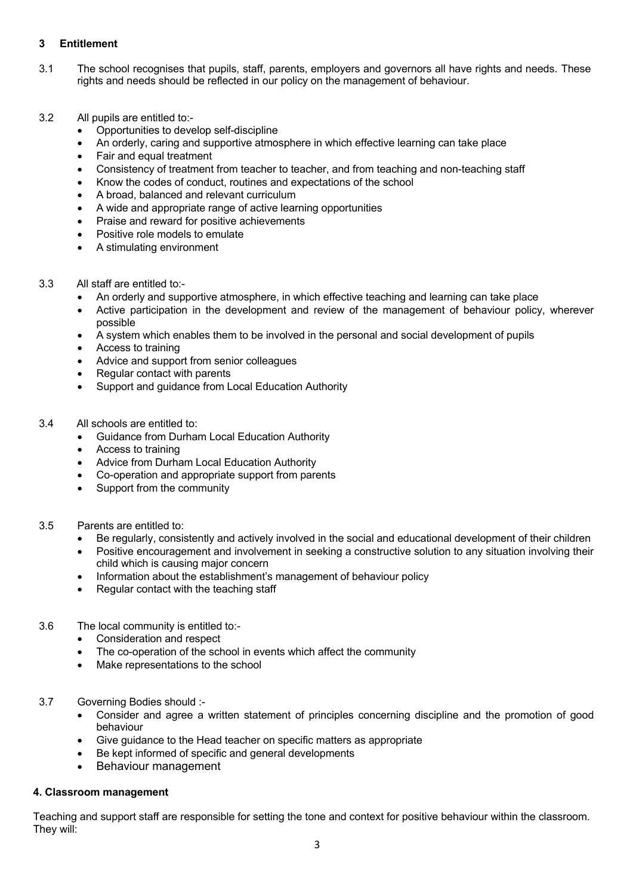## 3 Entitlement

3.1 The school recognises that pupils, staff, parents, employers and governors all have rights and needs. These rights and needs should be reflected in our policy on the management of behaviour.

3.2 All pupils are entitled to:-

- Opportunities to develop self-discipline
- An orderly, caring and supportive atmosphere in which effective learning can take place
- Fair and equal treatment
- Consistency of treatment from teacher to teacher, and from teaching and non-teaching staff
- Know the codes of conduct, routines and expectations of the school
- A broad, balanced and relevant curriculum
- A wide and appropriate range of active learning opportunities
- Praise and reward for positive achievements
- Positive role models to emulate
- A stimulating environment

3.3 All staff are entitled to:-

- An orderly and supportive atmosphere, in which effective teaching and learning can take place
- Active participation in the development and review of the management of behaviour policy, wherever possible
- A system which enables them to be involved in the personal and social development of pupils
- Access to training
- Advice and support from senior colleagues
- Regular contact with parents
- Support and guidance from Local Education Authority

3.4 All schools are entitled to:

- Guidance from Durham Local Education Authority
- Access to training
- Advice from Durham Local Education Authority
- Co-operation and appropriate support from parents
- Support from the community

3.5 Parents are entitled to:

- Be regularly, consistently and actively involved in the social and educational development of their children
- Positive encouragement and involvement in seeking a constructive solution to any situation involving their child which is causing major concern
- Information about the establishment's management of behaviour policy
- Regular contact with the teaching staff

3.6 The local community is entitled to:-

- Consideration and respect
- The co-operation of the school in events which affect the community
- Make representations to the school

3.7 Governing Bodies should :-

- Consider and agree a written statement of principles concerning discipline and the promotion of good behaviour
- Give guidance to the Head teacher on specific matters as appropriate
- Be kept informed of specific and general developments
- Behaviour management

## 4. Classroom management

Teaching and support staff are responsible for setting the tone and context for positive behaviour within the classroom. They will: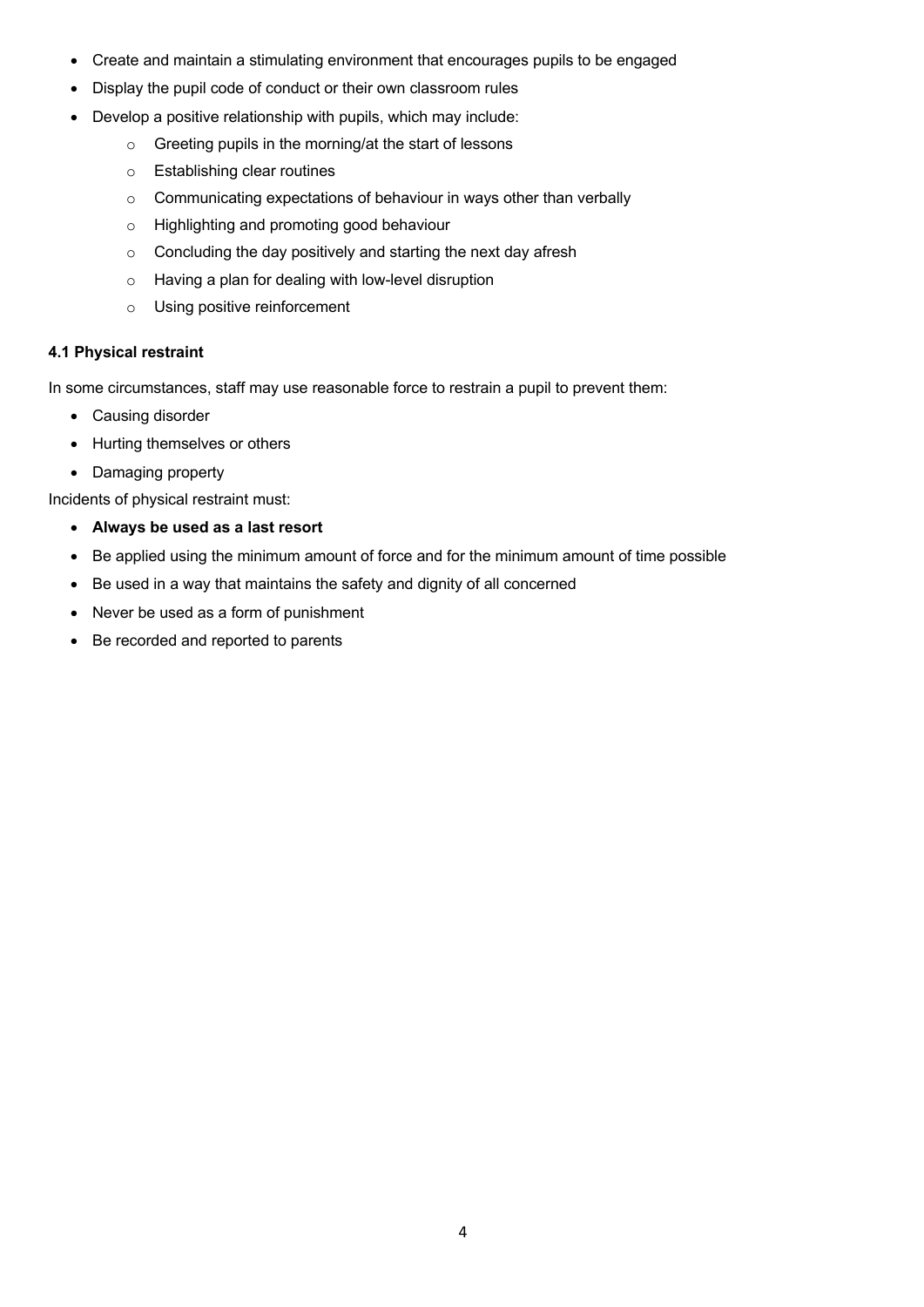- Create and maintain a stimulating environment that encourages pupils to be engaged
- Display the pupil code of conduct or their own classroom rules
- Develop a positive relationship with pupils, which may include:
    - Greeting pupils in the morning/at the start of lessons
    - Establishing clear routines
    - Communicating expectations of behaviour in ways other than verbally
    - Highlighting and promoting good behaviour
    - Concluding the day positively and starting the next day afresh
    - Having a plan for dealing with low-level disruption
    - Using positive reinforcement

### 4.1 Physical restraint

In some circumstances, staff may use reasonable force to restrain a pupil to prevent them:

- Causing disorder
- Hurting themselves or others
- Damaging property

Incidents of physical restraint must:

- **Always be used as a last resort**
- Be applied using the minimum amount of force and for the minimum amount of time possible
- Be used in a way that maintains the safety and dignity of all concerned
- Never be used as a form of punishment
- Be recorded and reported to parents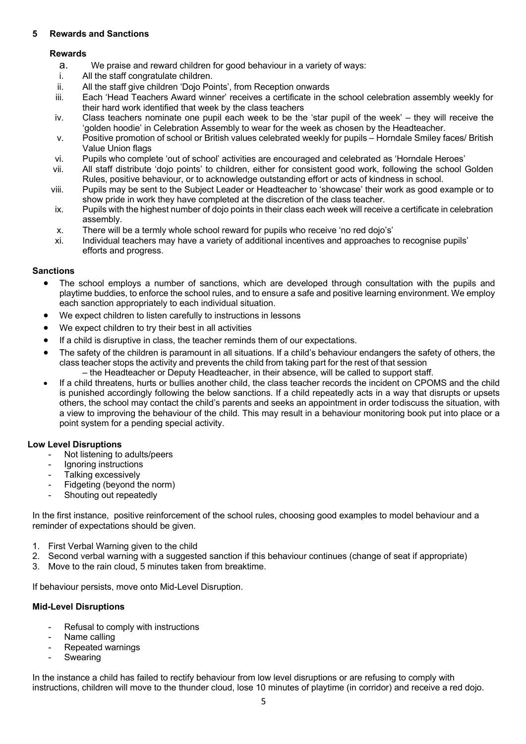## 5 Rewards and Sanctions

### Rewards

a. We praise and reward children for good behaviour in a variety of ways:

i. All the staff congratulate children.
ii. All the staff give children 'Dojo Points', from Reception onwards
iii. Each 'Head Teachers Award winner' receives a certificate in the school celebration assembly weekly for their hard work identified that week by the class teachers
iv. Class teachers nominate one pupil each week to be the 'star pupil of the week' – they will receive the 'golden hoodie' in Celebration Assembly to wear for the week as chosen by the Headteacher.
v. Positive promotion of school or British values celebrated weekly for pupils – Horndale Smiley faces/ British Value Union flags
vi. Pupils who complete 'out of school' activities are encouraged and celebrated as 'Horndale Heroes'
vii. All staff distribute 'dojo points' to children, either for consistent good work, following the school Golden Rules, positive behaviour, or to acknowledge outstanding effort or acts of kindness in school.
viii. Pupils may be sent to the Subject Leader or Headteacher to 'showcase' their work as good example or to show pride in work they have completed at the discretion of the class teacher.
ix. Pupils with the highest number of dojo points in their class each week will receive a certificate in celebration assembly.
x. There will be a termly whole school reward for pupils who receive 'no red dojo's'
xi. Individual teachers may have a variety of additional incentives and approaches to recognise pupils' efforts and progress.

### Sanctions

- The school employs a number of sanctions, which are developed through consultation with the pupils and playtime buddies, to enforce the school rules, and to ensure a safe and positive learning environment. We employ each sanction appropriately to each individual situation.
- We expect children to listen carefully to instructions in lessons
- We expect children to try their best in all activities
- If a child is disruptive in class, the teacher reminds them of our expectations.
- The safety of the children is paramount in all situations. If a child's behaviour endangers the safety of others, the class teacher stops the activity and prevents the child from taking part for the rest of that session – the Headteacher or Deputy Headteacher, in their absence, will be called to support staff.
- If a child threatens, hurts or bullies another child, the class teacher records the incident on CPOMS and the child is punished accordingly following the below sanctions. If a child repeatedly acts in a way that disrupts or upsets others, the school may contact the child's parents and seeks an appointment in order todiscuss the situation, with a view to improving the behaviour of the child. This may result in a behaviour monitoring book put into place or a point system for a pending special activity.

### Low Level Disruptions

- Not listening to adults/peers
- Ignoring instructions
- Talking excessively
- Fidgeting (beyond the norm)
- Shouting out repeatedly

In the first instance, positive reinforcement of the school rules, choosing good examples to model behaviour and a reminder of expectations should be given.

1. First Verbal Warning given to the child
2. Second verbal warning with a suggested sanction if this behaviour continues (change of seat if appropriate)
3. Move to the rain cloud, 5 minutes taken from breaktime.

If behaviour persists, move onto Mid-Level Disruption.

### Mid-Level Disruptions

- Refusal to comply with instructions
- Name calling
- Repeated warnings
- Swearing

In the instance a child has failed to rectify behaviour from low level disruptions or are refusing to comply with instructions, children will move to the thunder cloud, lose 10 minutes of playtime (in corridor) and receive a red dojo.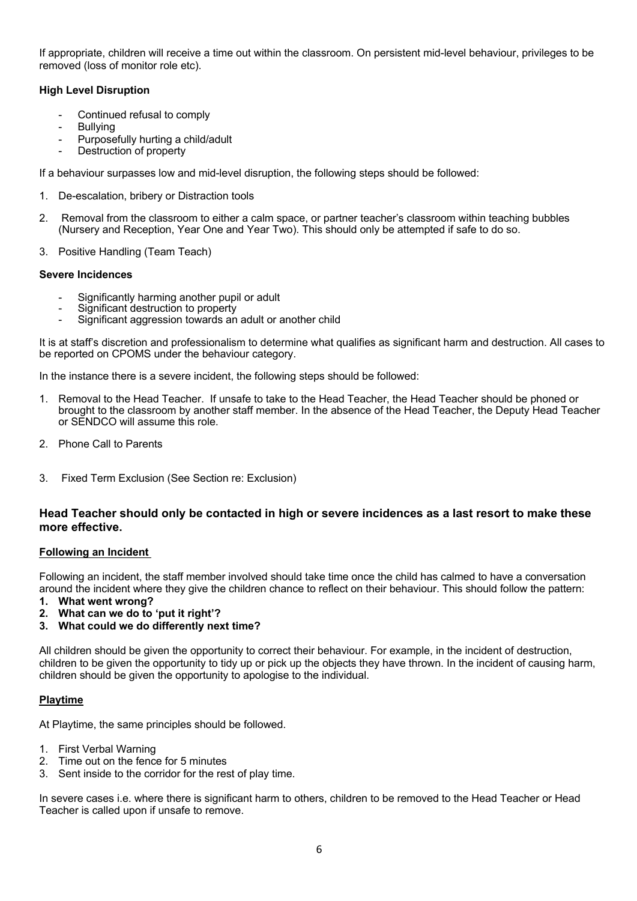If appropriate, children will receive a time out within the classroom. On persistent mid-level behaviour, privileges to be removed (loss of monitor role etc).

**High Level Disruption**

- Continued refusal to comply
- Bullying
- Purposefully hurting a child/adult
- Destruction of property

If a behaviour surpasses low and mid-level disruption, the following steps should be followed:

1. De-escalation, bribery or Distraction tools
2. Removal from the classroom to either a calm space, or partner teacher's classroom within teaching bubbles (Nursery and Reception, Year One and Year Two). This should only be attempted if safe to do so.
3. Positive Handling (Team Teach)

**Severe Incidences**

- Significantly harming another pupil or adult
- Significant destruction to property
- Significant aggression towards an adult or another child

It is at staff's discretion and professionalism to determine what qualifies as significant harm and destruction. All cases to be reported on CPOMS under the behaviour category.

In the instance there is a severe incident, the following steps should be followed:

1. Removal to the Head Teacher. If unsafe to take to the Head Teacher, the Head Teacher should be phoned or brought to the classroom by another staff member. In the absence of the Head Teacher, the Deputy Head Teacher or SENDCO will assume this role.
2. Phone Call to Parents
3. Fixed Term Exclusion (See Section re: Exclusion)

### Head Teacher should only be contacted in high or severe incidences as a last resort to make these more effective.

**Following an Incident**

Following an incident, the staff member involved should take time once the child has calmed to have a conversation around the incident where they give the children chance to reflect on their behaviour. This should follow the pattern:

1. **What went wrong?**
2. **What can we do to 'put it right'?**
3. **What could we do differently next time?**

All children should be given the opportunity to correct their behaviour. For example, in the incident of destruction, children to be given the opportunity to tidy up or pick up the objects they have thrown. In the incident of causing harm, children should be given the opportunity to apologise to the individual.

**Playtime**

At Playtime, the same principles should be followed.

1. First Verbal Warning
2. Time out on the fence for 5 minutes
3. Sent inside to the corridor for the rest of play time.

In severe cases i.e. where there is significant harm to others, children to be removed to the Head Teacher or Head Teacher is called upon if unsafe to remove.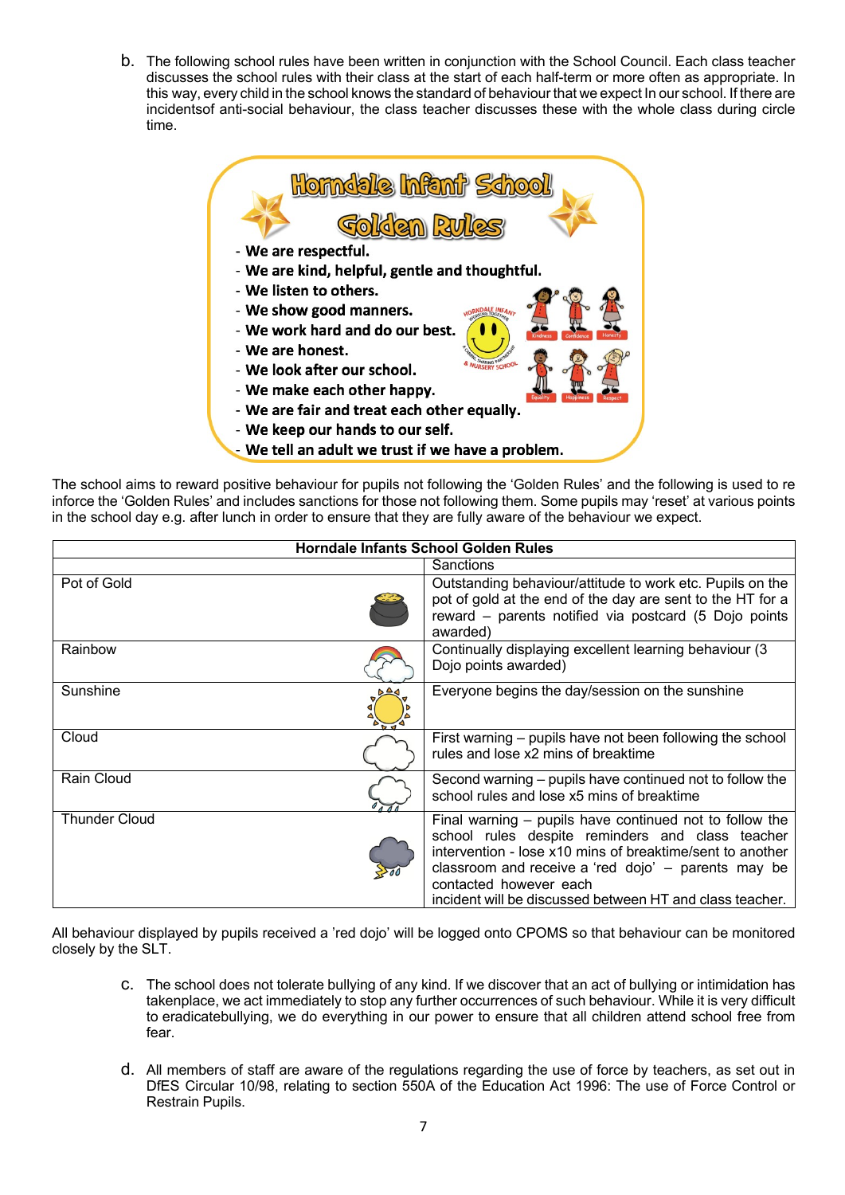b. The following school rules have been written in conjunction with the School Council. Each class teacher discusses the school rules with their class at the start of each half-term or more often as appropriate. In this way, every child in the school knows the standard of behaviour that we expect In our school. If there are incidentsof anti-social behaviour, the class teacher discusses these with the whole class during circle time.

**Horndale Infant School**

**Golden Rules**

- **We are respectful.**
- **We are kind, helpful, gentle and thoughtful.**
- **We listen to others.**
- **We show good manners.**
- **We work hard and do our best.**
- **We are honest.**
- **We look after our school.**
- **We make each other happy.**
- **We are fair and treat each other equally.**
- **We keep our hands to our self.**
- **We tell an adult we trust if we have a problem.**

The school aims to reward positive behaviour for pupils not following the 'Golden Rules' and the following is used to re inforce the 'Golden Rules' and includes sanctions for those not following them. Some pupils may 'reset' at various points in the school day e.g. after lunch in order to ensure that they are fully aware of the behaviour we expect.

| **Horndale Infants School Golden Rules** | |
|---|---|
| | Sanctions |
| Pot of Gold | Outstanding behaviour/attitude to work etc. Pupils on the pot of gold at the end of the day are sent to the HT for a reward – parents notified via postcard (5 Dojo points awarded) |
| Rainbow | Continually displaying excellent learning behaviour (3 Dojo points awarded) |
| Sunshine | Everyone begins the day/session on the sunshine |
| Cloud | First warning – pupils have not been following the school rules and lose x2 mins of breaktime |
| Rain Cloud | Second warning – pupils have continued not to follow the school rules and lose x5 mins of breaktime |
| Thunder Cloud | Final warning – pupils have continued not to follow the school rules despite reminders and class teacher intervention - lose x10 mins of breaktime/sent to another classroom and receive a 'red dojo' – parents may be contacted however each incident will be discussed between HT and class teacher. |

All behaviour displayed by pupils received a 'red dojo' will be logged onto CPOMS so that behaviour can be monitored closely by the SLT.

c. The school does not tolerate bullying of any kind. If we discover that an act of bullying or intimidation has takenplace, we act immediately to stop any further occurrences of such behaviour. While it is very difficult to eradicatebullying, we do everything in our power to ensure that all children attend school free from fear.

d. All members of staff are aware of the regulations regarding the use of force by teachers, as set out in DfES Circular 10/98, relating to section 550A of the Education Act 1996: The use of Force Control or Restrain Pupils.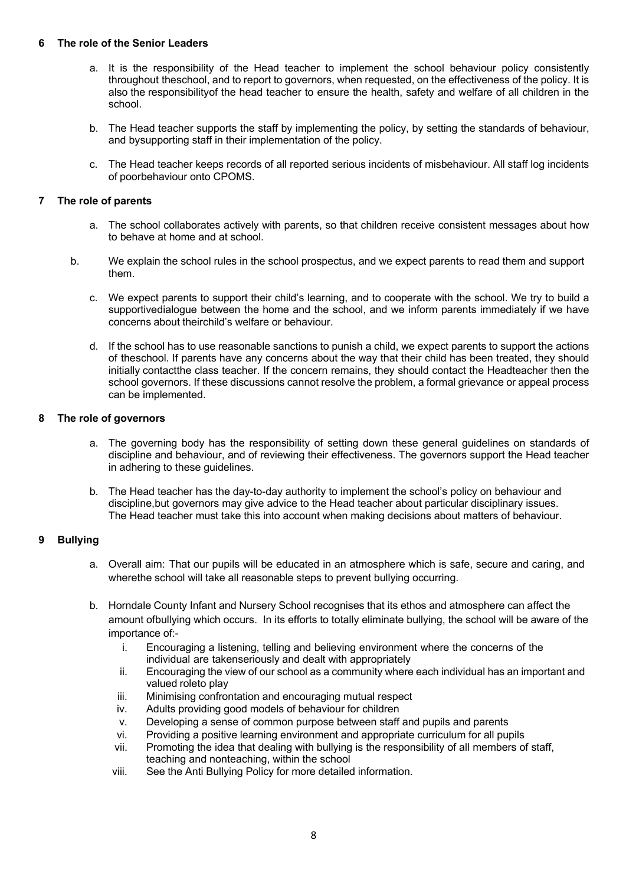## 6 The role of the Senior Leaders

a. It is the responsibility of the Head teacher to implement the school behaviour policy consistently throughout theschool, and to report to governors, when requested, on the effectiveness of the policy. It is also the responsibilityof the head teacher to ensure the health, safety and welfare of all children in the school.

b. The Head teacher supports the staff by implementing the policy, by setting the standards of behaviour, and bysupporting staff in their implementation of the policy.

c. The Head teacher keeps records of all reported serious incidents of misbehaviour. All staff log incidents of poorbehaviour onto CPOMS.

## 7 The role of parents

a. The school collaborates actively with parents, so that children receive consistent messages about how to behave at home and at school.

b. We explain the school rules in the school prospectus, and we expect parents to read them and support them.

c. We expect parents to support their child's learning, and to cooperate with the school. We try to build a supportivedialogue between the home and the school, and we inform parents immediately if we have concerns about theirchild's welfare or behaviour.

d. If the school has to use reasonable sanctions to punish a child, we expect parents to support the actions of theschool. If parents have any concerns about the way that their child has been treated, they should initially contactthe class teacher. If the concern remains, they should contact the Headteacher then the school governors. If these discussions cannot resolve the problem, a formal grievance or appeal process can be implemented.

## 8 The role of governors

a. The governing body has the responsibility of setting down these general guidelines on standards of discipline and behaviour, and of reviewing their effectiveness. The governors support the Head teacher in adhering to these guidelines.

b. The Head teacher has the day-to-day authority to implement the school's policy on behaviour and discipline,but governors may give advice to the Head teacher about particular disciplinary issues. The Head teacher must take this into account when making decisions about matters of behaviour.

## 9 Bullying

a. Overall aim: That our pupils will be educated in an atmosphere which is safe, secure and caring, and wherethe school will take all reasonable steps to prevent bullying occurring.

b. Horndale County Infant and Nursery School recognises that its ethos and atmosphere can affect the amount ofbullying which occurs. In its efforts to totally eliminate bullying, the school will be aware of the importance of:-

   i. Encouraging a listening, telling and believing environment where the concerns of the individual are takenseriously and dealt with appropriately
   ii. Encouraging the view of our school as a community where each individual has an important and valued roleto play
   iii. Minimising confrontation and encouraging mutual respect
   iv. Adults providing good models of behaviour for children
   v. Developing a sense of common purpose between staff and pupils and parents
   vi. Providing a positive learning environment and appropriate curriculum for all pupils
   vii. Promoting the idea that dealing with bullying is the responsibility of all members of staff, teaching and nonteaching, within the school
   viii. See the Anti Bullying Policy for more detailed information.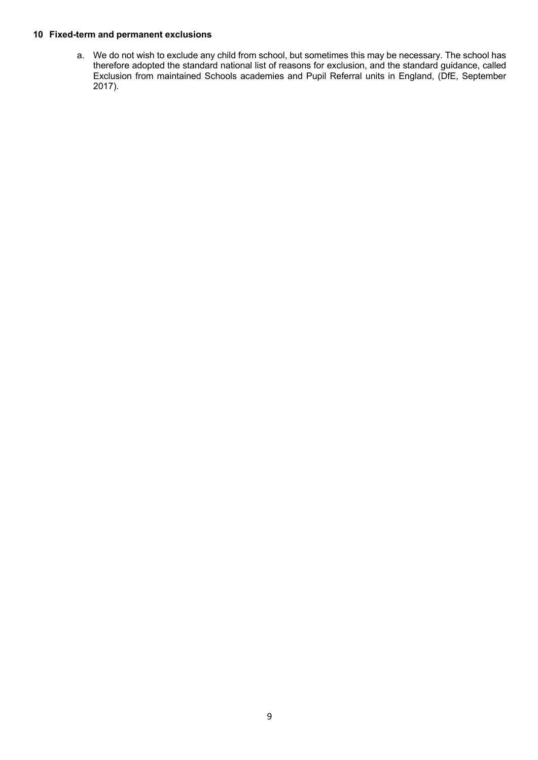## 10 Fixed-term and permanent exclusions

a. We do not wish to exclude any child from school, but sometimes this may be necessary. The school has therefore adopted the standard national list of reasons for exclusion, and the standard guidance, called Exclusion from maintained Schools academies and Pupil Referral units in England, (DfE, September 2017).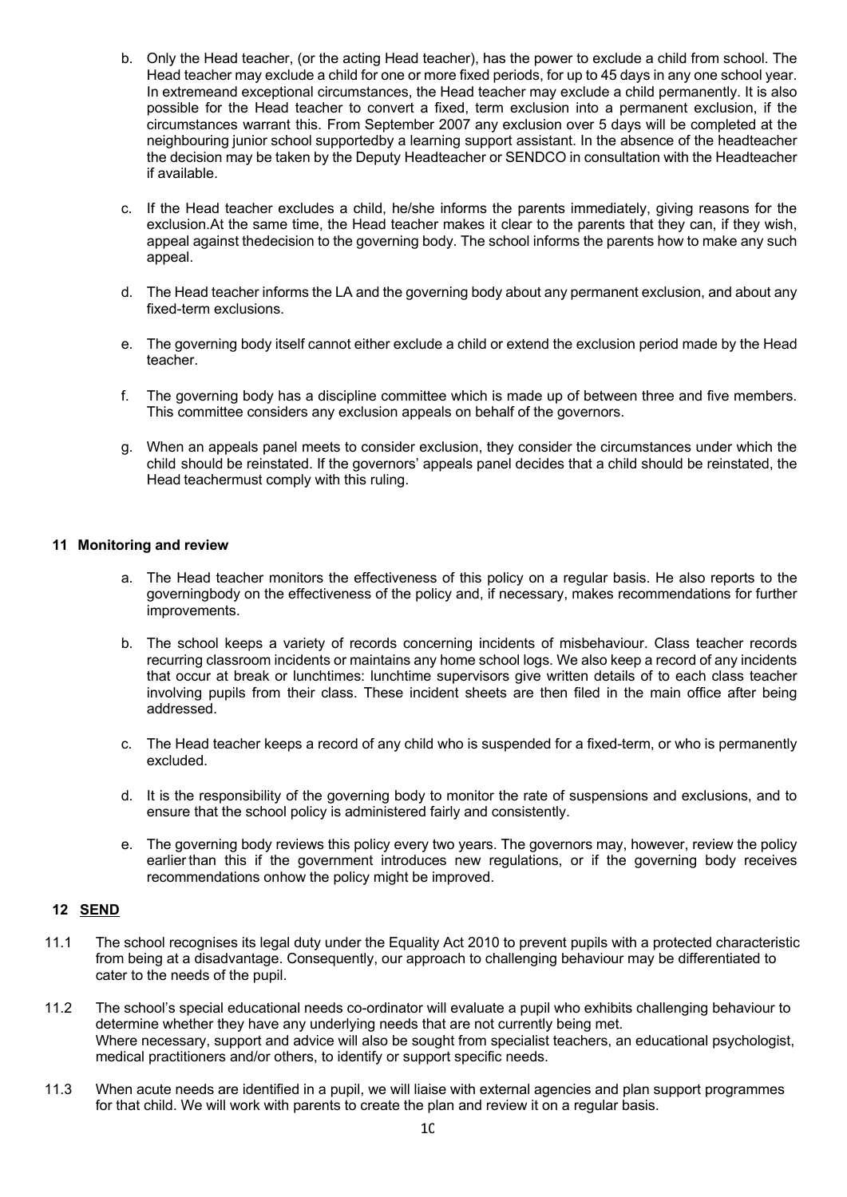b. Only the Head teacher, (or the acting Head teacher), has the power to exclude a child from school. The Head teacher may exclude a child for one or more fixed periods, for up to 45 days in any one school year. In extremeand exceptional circumstances, the Head teacher may exclude a child permanently. It is also possible for the Head teacher to convert a fixed, term exclusion into a permanent exclusion, if the circumstances warrant this. From September 2007 any exclusion over 5 days will be completed at the neighbouring junior school supportedby a learning support assistant. In the absence of the headteacher the decision may be taken by the Deputy Headteacher or SENDCO in consultation with the Headteacher if available.

c. If the Head teacher excludes a child, he/she informs the parents immediately, giving reasons for the exclusion.At the same time, the Head teacher makes it clear to the parents that they can, if they wish, appeal against thedecision to the governing body. The school informs the parents how to make any such appeal.

d. The Head teacher informs the LA and the governing body about any permanent exclusion, and about any fixed-term exclusions.

e. The governing body itself cannot either exclude a child or extend the exclusion period made by the Head teacher.

f. The governing body has a discipline committee which is made up of between three and five members. This committee considers any exclusion appeals on behalf of the governors.

g. When an appeals panel meets to consider exclusion, they consider the circumstances under which the child should be reinstated. If the governors' appeals panel decides that a child should be reinstated, the Head teachermust comply with this ruling.

## 11 Monitoring and review

a. The Head teacher monitors the effectiveness of this policy on a regular basis. He also reports to the governingbody on the effectiveness of the policy and, if necessary, makes recommendations for further improvements.

b. The school keeps a variety of records concerning incidents of misbehaviour. Class teacher records recurring classroom incidents or maintains any home school logs. We also keep a record of any incidents that occur at break or lunchtimes: lunchtime supervisors give written details of to each class teacher involving pupils from their class. These incident sheets are then filed in the main office after being addressed.

c. The Head teacher keeps a record of any child who is suspended for a fixed-term, or who is permanently excluded.

d. It is the responsibility of the governing body to monitor the rate of suspensions and exclusions, and to ensure that the school policy is administered fairly and consistently.

e. The governing body reviews this policy every two years. The governors may, however, review the policy earlier than this if the government introduces new regulations, or if the governing body receives recommendations onhow the policy might be improved.

## 12 SEND

11.1 The school recognises its legal duty under the Equality Act 2010 to prevent pupils with a protected characteristic from being at a disadvantage. Consequently, our approach to challenging behaviour may be differentiated to cater to the needs of the pupil.

11.2 The school's special educational needs co-ordinator will evaluate a pupil who exhibits challenging behaviour to determine whether they have any underlying needs that are not currently being met.
Where necessary, support and advice will also be sought from specialist teachers, an educational psychologist, medical practitioners and/or others, to identify or support specific needs.

11.3 When acute needs are identified in a pupil, we will liaise with external agencies and plan support programmes for that child. We will work with parents to create the plan and review it on a regular basis.